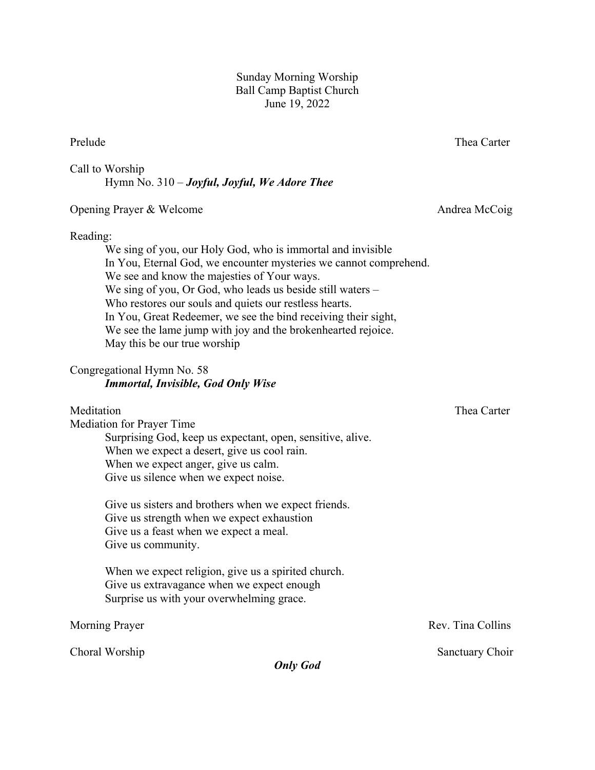Sunday Morning Worship
Ball Camp Baptist Church
June 19, 2022

Prelude — Thea Carter

Call to Worship
Hymn No. 310 – ***Joyful, Joyful, We Adore Thee***

Opening Prayer & Welcome — Andrea McCoig

Reading:

We sing of you, our Holy God, who is immortal and invisible
In You, Eternal God, we encounter mysteries we cannot comprehend.
We see and know the majesties of Your ways.
We sing of you, Or God, who leads us beside still waters –
Who restores our souls and quiets our restless hearts.
In You, Great Redeemer, we see the bind receiving their sight,
We see the lame jump with joy and the brokenhearted rejoice.
May this be our true worship

Congregational Hymn No. 58
***Immortal, Invisible, God Only Wise***

Meditation — Thea Carter

Mediation for Prayer Time

Surprising God, keep us expectant, open, sensitive, alive.
When we expect a desert, give us cool rain.
When we expect anger, give us calm.
Give us silence when we expect noise.

Give us sisters and brothers when we expect friends.
Give us strength when we expect exhaustion
Give us a feast when we expect a meal.
Give us community.

When we expect religion, give us a spirited church.
Give us extravagance when we expect enough
Surprise us with your overwhelming grace.

Morning Prayer — Rev. Tina Collins

Choral Worship — Sanctuary Choir

***Only God***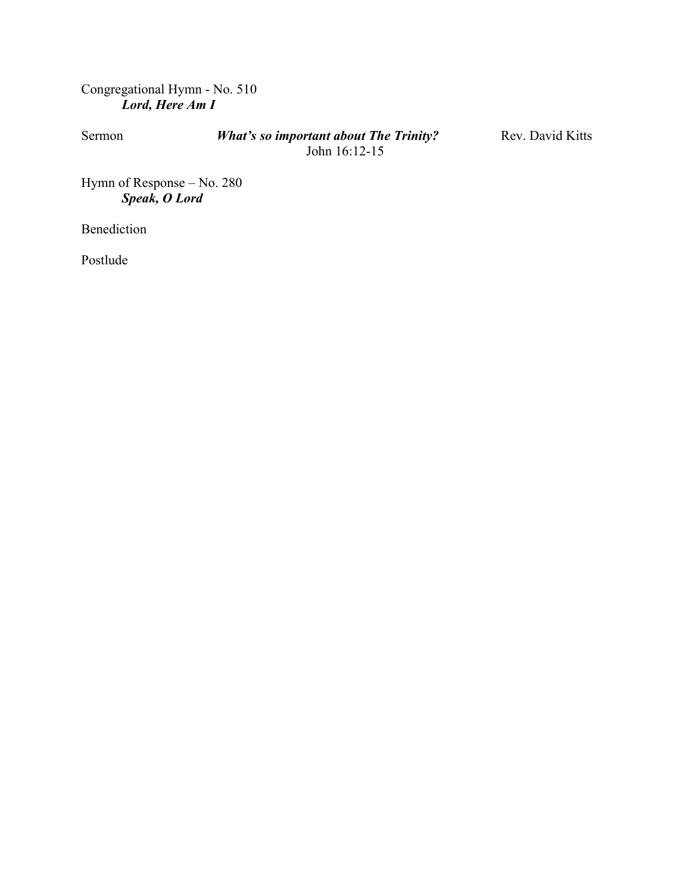Congregational Hymn - No. 510
***Lord, Here Am I***

Sermon ***What's so important about The Trinity?*** Rev. David Kitts
John 16:12-15

Hymn of Response – No. 280
***Speak, O Lord***

Benediction

Postlude